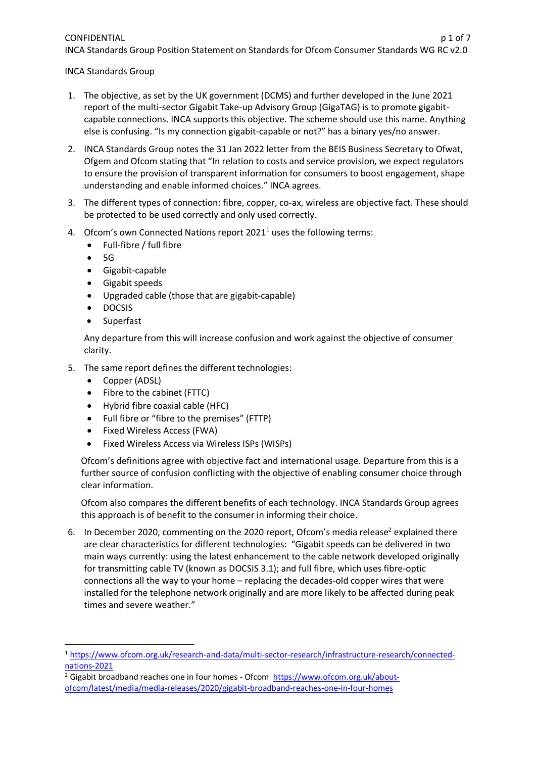INCA Standards Group

1. The objective, as set by the UK government (DCMS) and further developed in the June 2021 report of the multi-sector Gigabit Take-up Advisory Group (GigaTAG) is to promote gigabit-capable connections. INCA supports this objective. The scheme should use this name. Anything else is confusing. "Is my connection gigabit-capable or not?" has a binary yes/no answer.

2. INCA Standards Group notes the 31 Jan 2022 letter from the BEIS Business Secretary to Ofwat, Ofgem and Ofcom stating that "In relation to costs and service provision, we expect regulators to ensure the provision of transparent information for consumers to boost engagement, shape understanding and enable informed choices." INCA agrees.

3. The different types of connection: fibre, copper, co-ax, wireless are objective fact. These should be protected to be used correctly and only used correctly.

4. Ofcom's own Connected Nations report 2021[1] uses the following terms:
   - Full-fibre / full fibre
   - 5G
   - Gigabit-capable
   - Gigabit speeds
   - Upgraded cable (those that are gigabit-capable)
   - DOCSIS
   - Superfast

   Any departure from this will increase confusion and work against the objective of consumer clarity.

5. The same report defines the different technologies:
   - Copper (ADSL)
   - Fibre to the cabinet (FTTC)
   - Hybrid fibre coaxial cable (HFC)
   - Full fibre or "fibre to the premises" (FTTP)
   - Fixed Wireless Access (FWA)
   - Fixed Wireless Access via Wireless ISPs (WISPs)

   Ofcom's definitions agree with objective fact and international usage. Departure from this is a further source of confusion conflicting with the objective of enabling consumer choice through clear information.

   Ofcom also compares the different benefits of each technology. INCA Standards Group agrees this approach is of benefit to the consumer in informing their choice.

6. In December 2020, commenting on the 2020 report, Ofcom's media release[2] explained there are clear characteristics for different technologies: "Gigabit speeds can be delivered in two main ways currently: using the latest enhancement to the cable network developed originally for transmitting cable TV (known as DOCSIS 3.1); and full fibre, which uses fibre-optic connections all the way to your home – replacing the decades-old copper wires that were installed for the telephone network originally and are more likely to be affected during peak times and severe weather."

---

[1] https://www.ofcom.org.uk/research-and-data/multi-sector-research/infrastructure-research/connected-nations-2021

[2] Gigabit broadband reaches one in four homes - Ofcom https://www.ofcom.org.uk/about-ofcom/latest/media/media-releases/2020/gigabit-broadband-reaches-one-in-four-homes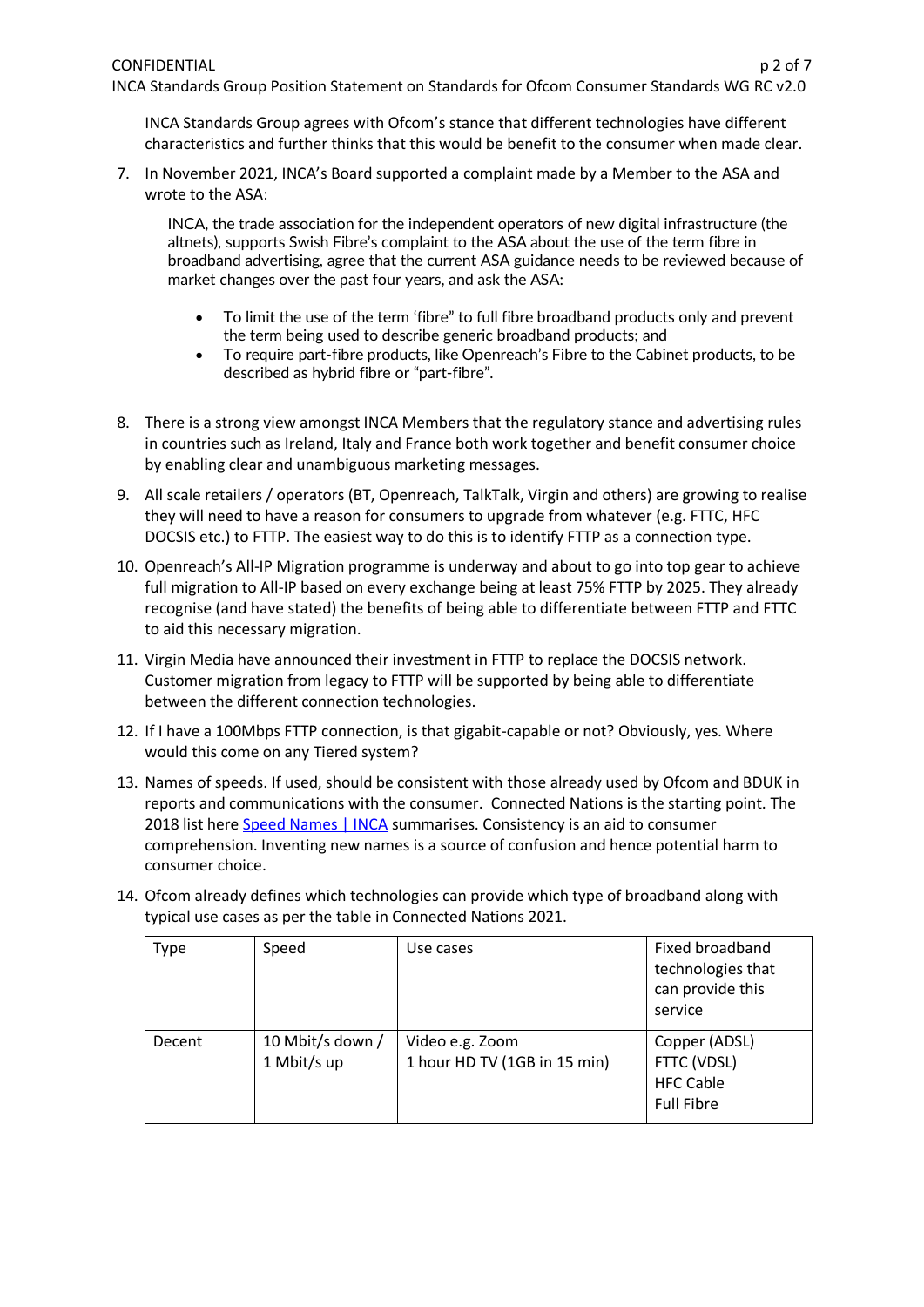INCA Standards Group agrees with Ofcom's stance that different technologies have different characteristics and further thinks that this would be benefit to the consumer when made clear.

7. In November 2021, INCA's Board supported a complaint made by a Member to the ASA and wrote to the ASA:

   > INCA, the trade association for the independent operators of new digital infrastructure (the altnets), supports Swish Fibre's complaint to the ASA about the use of the term fibre in broadband advertising, agree that the current ASA guidance needs to be reviewed because of market changes over the past four years, and ask the ASA:
   >
   > - To limit the use of the term 'fibre" to full fibre broadband products only and prevent the term being used to describe generic broadband products; and
   > - To require part-fibre products, like Openreach's Fibre to the Cabinet products, to be described as hybrid fibre or "part-fibre".

8. There is a strong view amongst INCA Members that the regulatory stance and advertising rules in countries such as Ireland, Italy and France both work together and benefit consumer choice by enabling clear and unambiguous marketing messages.

9. All scale retailers / operators (BT, Openreach, TalkTalk, Virgin and others) are growing to realise they will need to have a reason for consumers to upgrade from whatever (e.g. FTTC, HFC DOCSIS etc.) to FTTP. The easiest way to do this is to identify FTTP as a connection type.

10. Openreach's All-IP Migration programme is underway and about to go into top gear to achieve full migration to All-IP based on every exchange being at least 75% FTTP by 2025. They already recognise (and have stated) the benefits of being able to differentiate between FTTP and FTTC to aid this necessary migration.

11. Virgin Media have announced their investment in FTTP to replace the DOCSIS network. Customer migration from legacy to FTTP will be supported by being able to differentiate between the different connection technologies.

12. If I have a 100Mbps FTTP connection, is that gigabit-capable or not? Obviously, yes. Where would this come on any Tiered system?

13. Names of speeds. If used, should be consistent with those already used by Ofcom and BDUK in reports and communications with the consumer. Connected Nations is the starting point. The 2018 list here [Speed Names | INCA] summarises. Consistency is an aid to consumer comprehension. Inventing new names is a source of confusion and hence potential harm to consumer choice.

14. Ofcom already defines which technologies can provide which type of broadband along with typical use cases as per the table in Connected Nations 2021.

| Type | Speed | Use cases | Fixed broadband technologies that can provide this service |
|---|---|---|---|
| Decent | 10 Mbit/s down / 1 Mbit/s up | Video e.g. Zoom<br>1 hour HD TV (1GB in 15 min) | Copper (ADSL)<br>FTTC (VDSL)<br>HFC Cable<br>Full Fibre |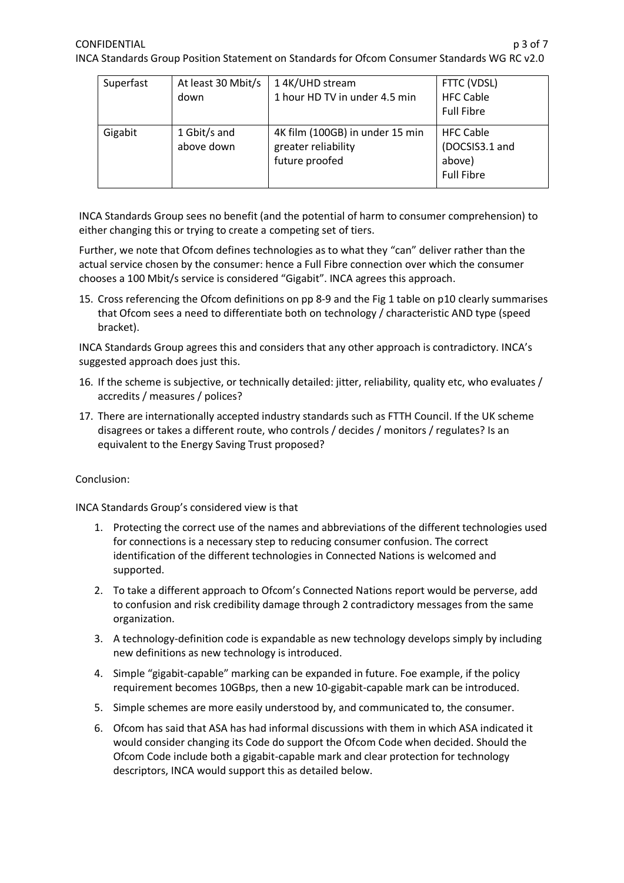| Superfast | At least 30 Mbit/s down | 1 4K/UHD stream<br>1 hour HD TV in under 4.5 min | FTTC (VDSL)<br>HFC Cable<br>Full Fibre |
|---|---|---|---|
| Gigabit | 1 Gbit/s and above down | 4K film (100GB) in under 15 min<br>greater reliability<br>future proofed | HFC Cable (DOCSIS3.1 and above)<br>Full Fibre |

INCA Standards Group sees no benefit (and the potential of harm to consumer comprehension) to either changing this or trying to create a competing set of tiers.

Further, we note that Ofcom defines technologies as to what they "can" deliver rather than the actual service chosen by the consumer: hence a Full Fibre connection over which the consumer chooses a 100 Mbit/s service is considered "Gigabit". INCA agrees this approach.

15. Cross referencing the Ofcom definitions on pp 8-9 and the Fig 1 table on p10 clearly summarises that Ofcom sees a need to differentiate both on technology / characteristic AND type (speed bracket).

INCA Standards Group agrees this and considers that any other approach is contradictory. INCA's suggested approach does just this.

16. If the scheme is subjective, or technically detailed: jitter, reliability, quality etc, who evaluates / accredits / measures / polices?
17. There are internationally accepted industry standards such as FTTH Council. If the UK scheme disagrees or takes a different route, who controls / decides / monitors / regulates? Is an equivalent to the Energy Saving Trust proposed?

Conclusion:

INCA Standards Group's considered view is that

1. Protecting the correct use of the names and abbreviations of the different technologies used for connections is a necessary step to reducing consumer confusion. The correct identification of the different technologies in Connected Nations is welcomed and supported.
2. To take a different approach to Ofcom's Connected Nations report would be perverse, add to confusion and risk credibility damage through 2 contradictory messages from the same organization.
3. A technology-definition code is expandable as new technology develops simply by including new definitions as new technology is introduced.
4. Simple "gigabit-capable" marking can be expanded in future. Foe example, if the policy requirement becomes 10GBps, then a new 10-gigabit-capable mark can be introduced.
5. Simple schemes are more easily understood by, and communicated to, the consumer.
6. Ofcom has said that ASA has had informal discussions with them in which ASA indicated it would consider changing its Code do support the Ofcom Code when decided. Should the Ofcom Code include both a gigabit-capable mark and clear protection for technology descriptors, INCA would support this as detailed below.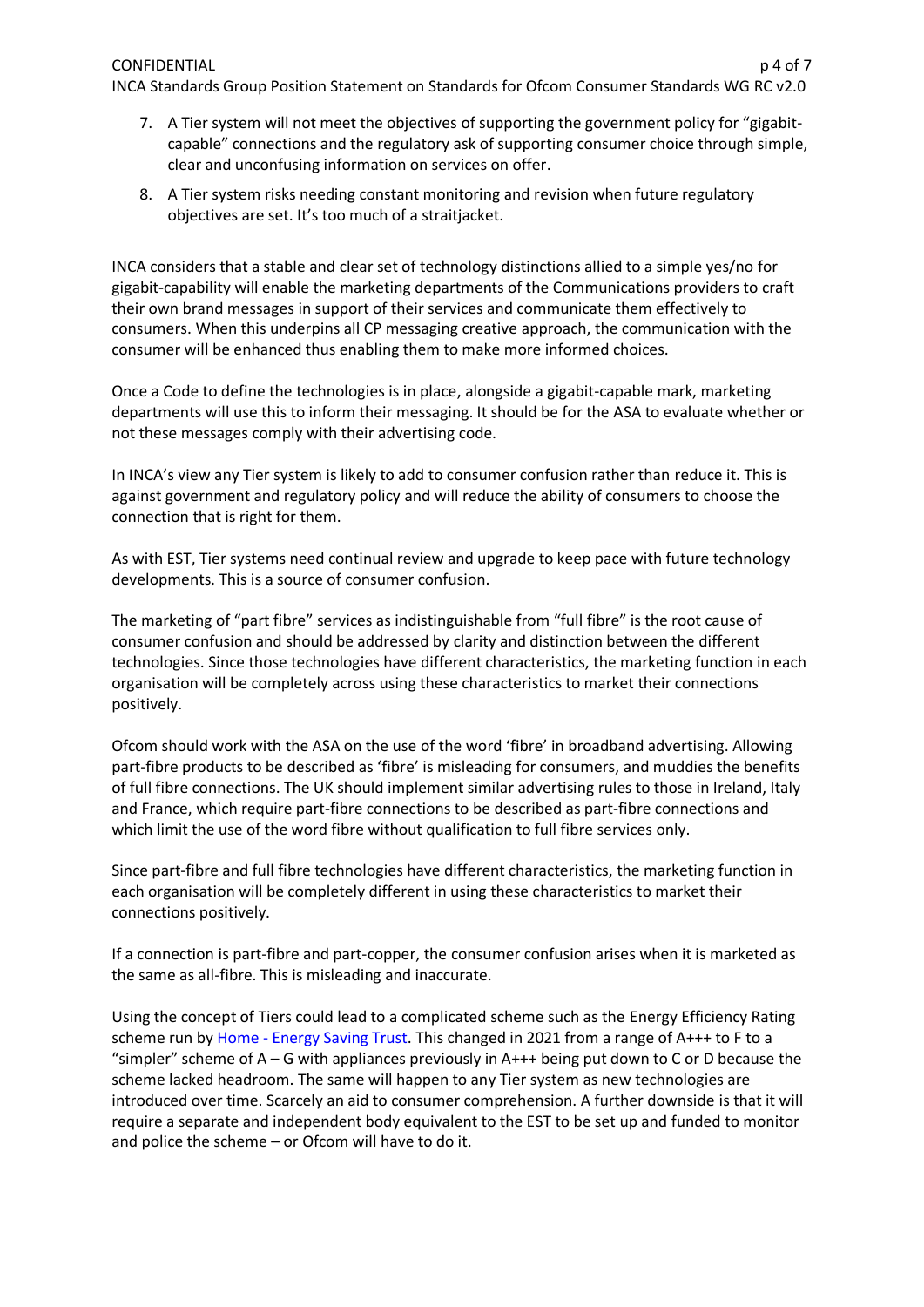7. A Tier system will not meet the objectives of supporting the government policy for "gigabit-capable" connections and the regulatory ask of supporting consumer choice through simple, clear and unconfusing information on services on offer.
8. A Tier system risks needing constant monitoring and revision when future regulatory objectives are set. It's too much of a straitjacket.

INCA considers that a stable and clear set of technology distinctions allied to a simple yes/no for gigabit-capability will enable the marketing departments of the Communications providers to craft their own brand messages in support of their services and communicate them effectively to consumers. When this underpins all CP messaging creative approach, the communication with the consumer will be enhanced thus enabling them to make more informed choices.

Once a Code to define the technologies is in place, alongside a gigabit-capable mark, marketing departments will use this to inform their messaging. It should be for the ASA to evaluate whether or not these messages comply with their advertising code.

In INCA's view any Tier system is likely to add to consumer confusion rather than reduce it. This is against government and regulatory policy and will reduce the ability of consumers to choose the connection that is right for them.

As with EST, Tier systems need continual review and upgrade to keep pace with future technology developments. This is a source of consumer confusion.

The marketing of "part fibre" services as indistinguishable from "full fibre" is the root cause of consumer confusion and should be addressed by clarity and distinction between the different technologies. Since those technologies have different characteristics, the marketing function in each organisation will be completely across using these characteristics to market their connections positively.

Ofcom should work with the ASA on the use of the word 'fibre' in broadband advertising. Allowing part-fibre products to be described as 'fibre' is misleading for consumers, and muddies the benefits of full fibre connections. The UK should implement similar advertising rules to those in Ireland, Italy and France, which require part-fibre connections to be described as part-fibre connections and which limit the use of the word fibre without qualification to full fibre services only.

Since part-fibre and full fibre technologies have different characteristics, the marketing function in each organisation will be completely different in using these characteristics to market their connections positively.

If a connection is part-fibre and part-copper, the consumer confusion arises when it is marketed as the same as all-fibre. This is misleading and inaccurate.

Using the concept of Tiers could lead to a complicated scheme such as the Energy Efficiency Rating scheme run by [Home - Energy Saving Trust](). This changed in 2021 from a range of A+++ to F to a "simpler" scheme of A – G with appliances previously in A+++ being put down to C or D because the scheme lacked headroom. The same will happen to any Tier system as new technologies are introduced over time. Scarcely an aid to consumer comprehension. A further downside is that it will require a separate and independent body equivalent to the EST to be set up and funded to monitor and police the scheme – or Ofcom will have to do it.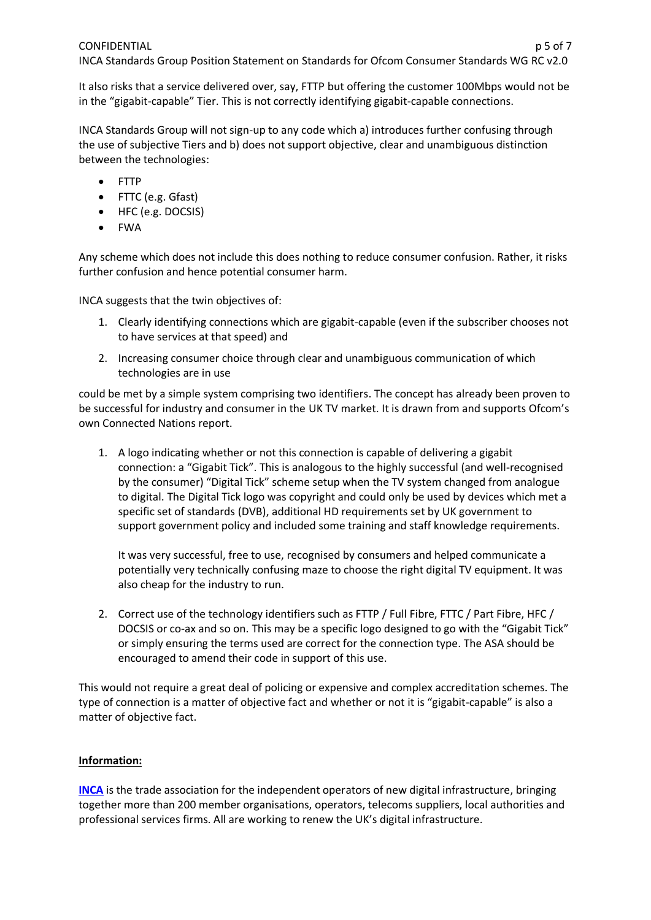It also risks that a service delivered over, say, FTTP but offering the customer 100Mbps would not be in the "gigabit-capable" Tier. This is not correctly identifying gigabit-capable connections.

INCA Standards Group will not sign-up to any code which a) introduces further confusing through the use of subjective Tiers and b) does not support objective, clear and unambiguous distinction between the technologies:

- FTTP
- FTTC (e.g. Gfast)
- HFC (e.g. DOCSIS)
- FWA

Any scheme which does not include this does nothing to reduce consumer confusion. Rather, it risks further confusion and hence potential consumer harm.

INCA suggests that the twin objectives of:

1. Clearly identifying connections which are gigabit-capable (even if the subscriber chooses not to have services at that speed) and
2. Increasing consumer choice through clear and unambiguous communication of which technologies are in use

could be met by a simple system comprising two identifiers. The concept has already been proven to be successful for industry and consumer in the UK TV market. It is drawn from and supports Ofcom's own Connected Nations report.

1. A logo indicating whether or not this connection is capable of delivering a gigabit connection: a "Gigabit Tick". This is analogous to the highly successful (and well-recognised by the consumer) "Digital Tick" scheme setup when the TV system changed from analogue to digital. The Digital Tick logo was copyright and could only be used by devices which met a specific set of standards (DVB), additional HD requirements set by UK government to support government policy and included some training and staff knowledge requirements.

   It was very successful, free to use, recognised by consumers and helped communicate a potentially very technically confusing maze to choose the right digital TV equipment. It was also cheap for the industry to run.

2. Correct use of the technology identifiers such as FTTP / Full Fibre, FTTC / Part Fibre, HFC / DOCSIS or co-ax and so on. This may be a specific logo designed to go with the "Gigabit Tick" or simply ensuring the terms used are correct for the connection type. The ASA should be encouraged to amend their code in support of this use.

This would not require a great deal of policing or expensive and complex accreditation schemes. The type of connection is a matter of objective fact and whether or not it is "gigabit-capable" is also a matter of objective fact.

**Information:**

**INCA** is the trade association for the independent operators of new digital infrastructure, bringing together more than 200 member organisations, operators, telecoms suppliers, local authorities and professional services firms. All are working to renew the UK's digital infrastructure.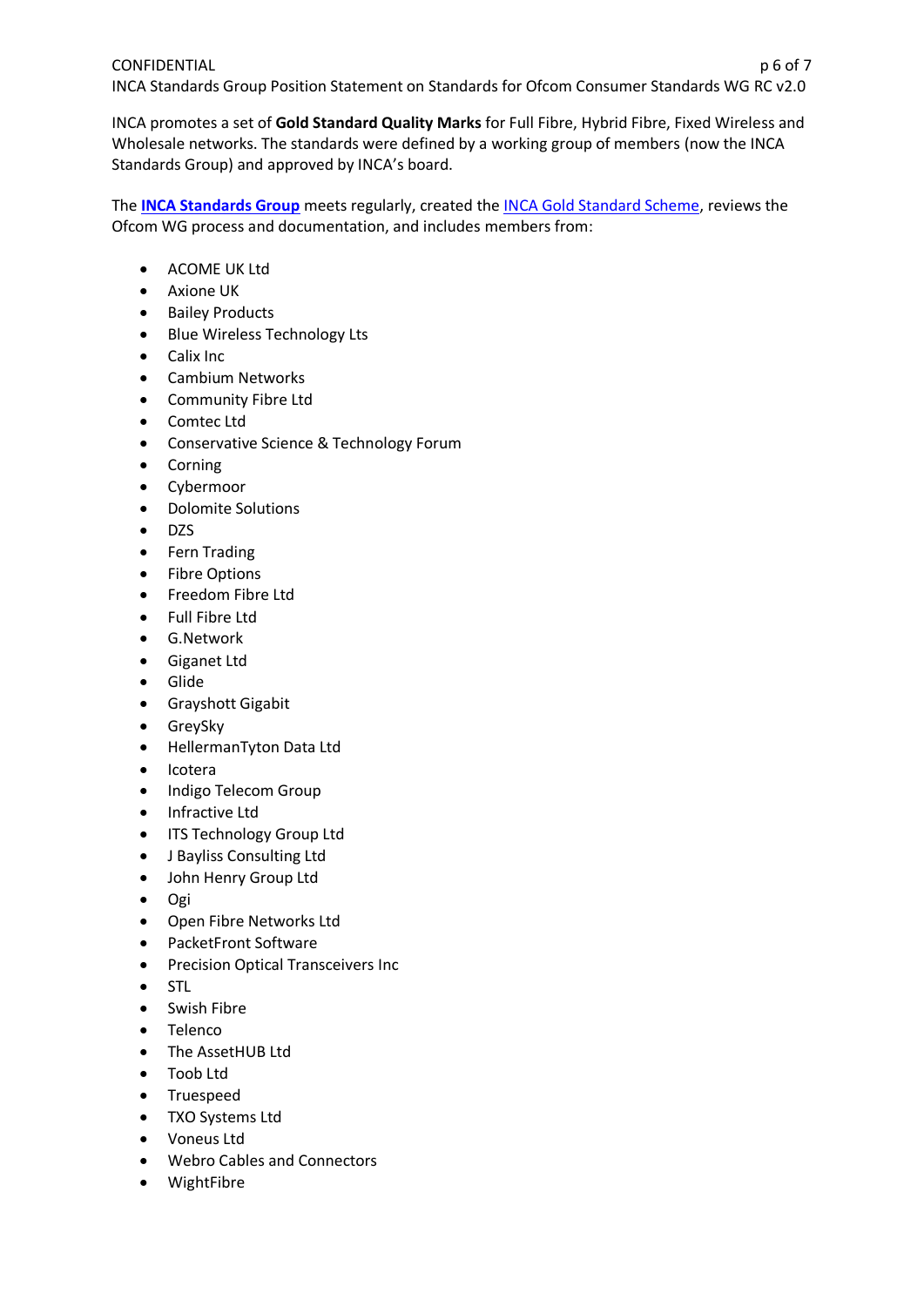INCA promotes a set of **Gold Standard Quality Marks** for Full Fibre, Hybrid Fibre, Fixed Wireless and Wholesale networks. The standards were defined by a working group of members (now the INCA Standards Group) and approved by INCA's board.

The **INCA Standards Group** meets regularly, created the INCA Gold Standard Scheme, reviews the Ofcom WG process and documentation, and includes members from:

- ACOME UK Ltd
- Axione UK
- Bailey Products
- Blue Wireless Technology Lts
- Calix Inc
- Cambium Networks
- Community Fibre Ltd
- Comtec Ltd
- Conservative Science & Technology Forum
- Corning
- Cybermoor
- Dolomite Solutions
- DZS
- Fern Trading
- Fibre Options
- Freedom Fibre Ltd
- Full Fibre Ltd
- G.Network
- Giganet Ltd
- Glide
- Grayshott Gigabit
- GreySky
- HellermanTyton Data Ltd
- Icotera
- Indigo Telecom Group
- Infractive Ltd
- ITS Technology Group Ltd
- J Bayliss Consulting Ltd
- John Henry Group Ltd
- Ogi
- Open Fibre Networks Ltd
- PacketFront Software
- Precision Optical Transceivers Inc
- STL
- Swish Fibre
- Telenco
- The AssetHUB Ltd
- Toob Ltd
- Truespeed
- TXO Systems Ltd
- Voneus Ltd
- Webro Cables and Connectors
- WightFibre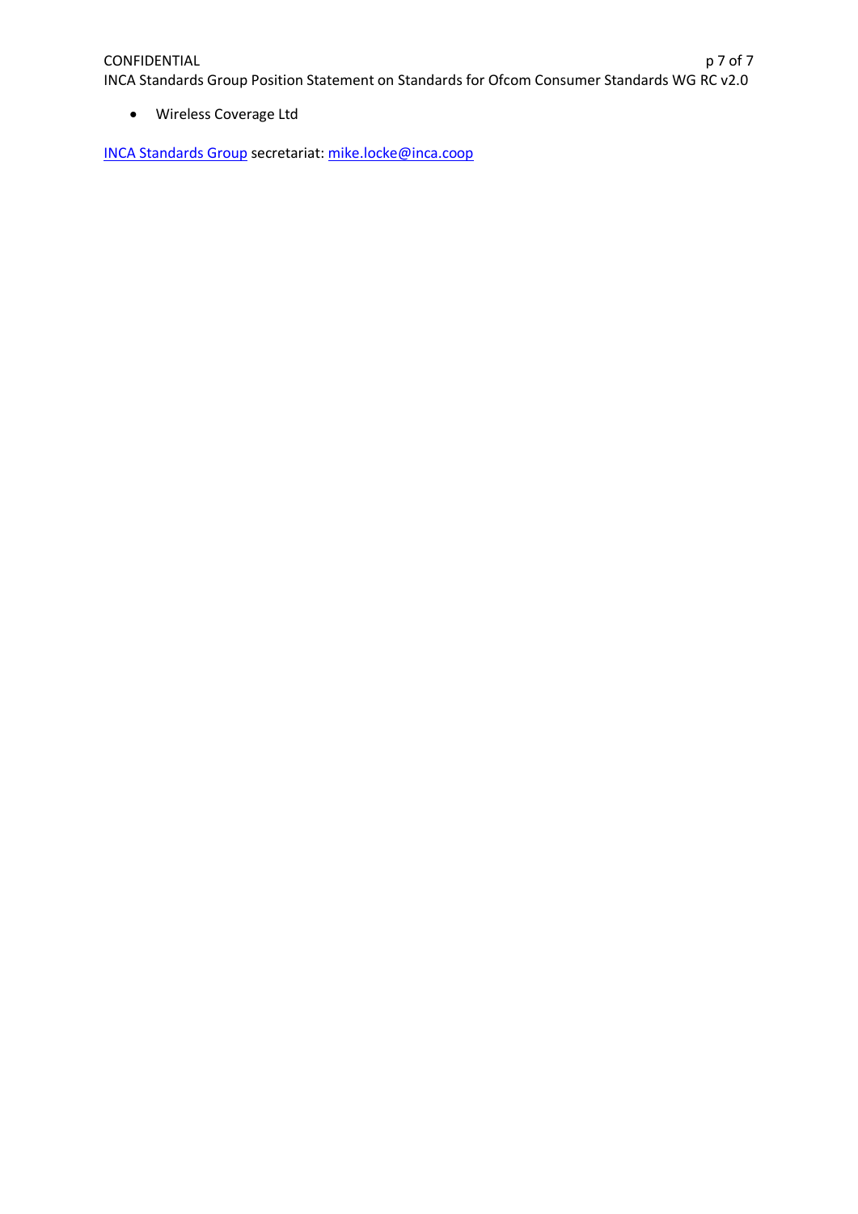- Wireless Coverage Ltd

[INCA Standards Group](#) secretariat: [mike.locke@inca.coop](mailto:mike.locke@inca.coop)